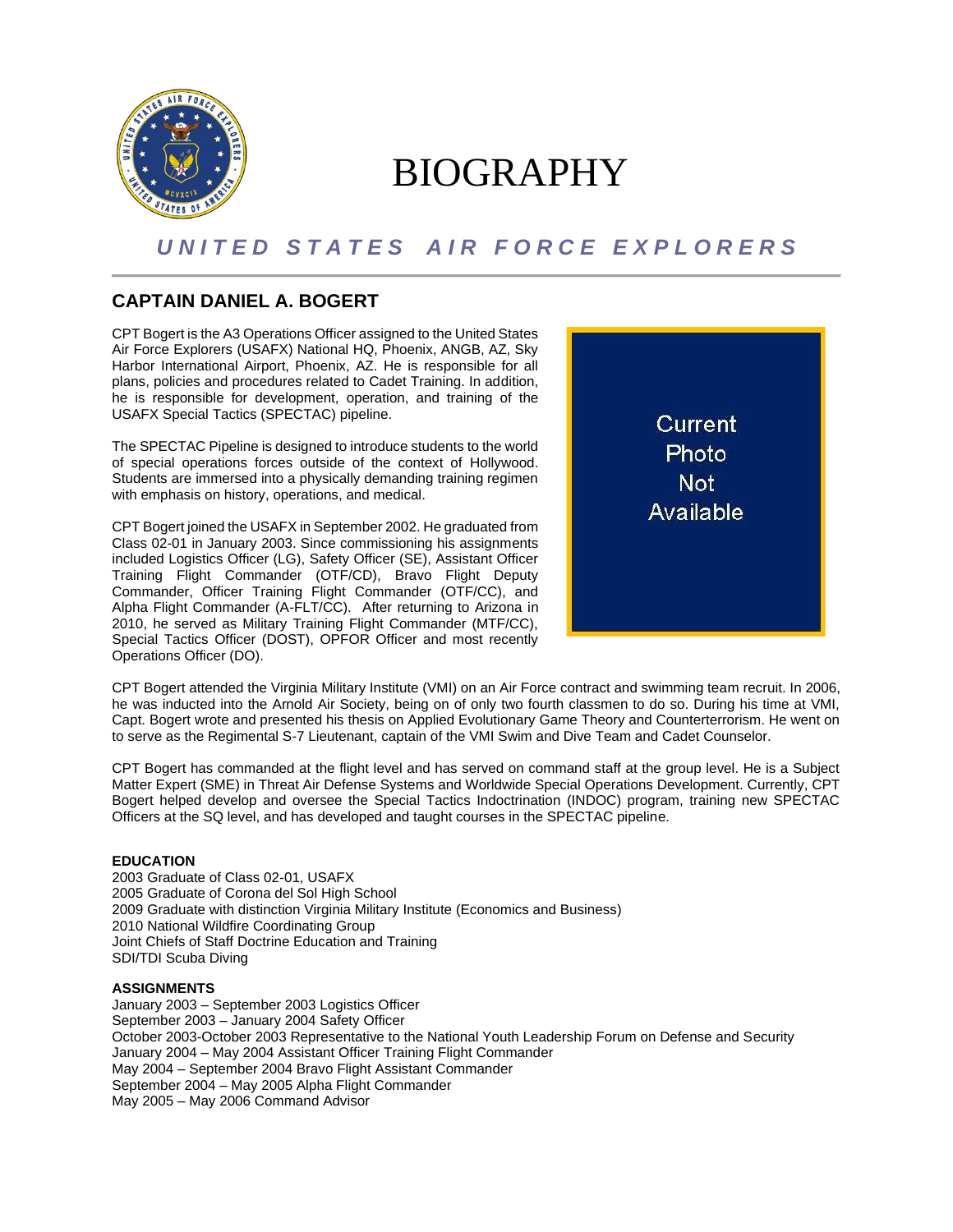# BIOGRAPHY

## UNITED STATES AIR FORCE EXPLORERS

### CAPTAIN DANIEL A. BOGERT

Current Photo Not Available

CPT Bogert is the A3 Operations Officer assigned to the United States Air Force Explorers (USAFX) National HQ, Phoenix, ANGB, AZ, Sky Harbor International Airport, Phoenix, AZ. He is responsible for all plans, policies and procedures related to Cadet Training. In addition, he is responsible for development, operation, and training of the USAFX Special Tactics (SPECTAC) pipeline.

The SPECTAC Pipeline is designed to introduce students to the world of special operations forces outside of the context of Hollywood. Students are immersed into a physically demanding training regimen with emphasis on history, operations, and medical.

CPT Bogert joined the USAFX in September 2002. He graduated from Class 02-01 in January 2003. Since commissioning his assignments included Logistics Officer (LG), Safety Officer (SE), Assistant Officer Training Flight Commander (OTF/CD), Bravo Flight Deputy Commander, Officer Training Flight Commander (OTF/CC), and Alpha Flight Commander (A-FLT/CC). After returning to Arizona in 2010, he served as Military Training Flight Commander (MTF/CC), Special Tactics Officer (DOST), OPFOR Officer and most recently Operations Officer (DO).

CPT Bogert attended the Virginia Military Institute (VMI) on an Air Force contract and swimming team recruit. In 2006, he was inducted into the Arnold Air Society, being on of only two fourth classmen to do so. During his time at VMI, Capt. Bogert wrote and presented his thesis on Applied Evolutionary Game Theory and Counterterrorism. He went on to serve as the Regimental S-7 Lieutenant, captain of the VMI Swim and Dive Team and Cadet Counselor.

CPT Bogert has commanded at the flight level and has served on command staff at the group level. He is a Subject Matter Expert (SME) in Threat Air Defense Systems and Worldwide Special Operations Development. Currently, CPT Bogert helped develop and oversee the Special Tactics Indoctrination (INDOC) program, training new SPECTAC Officers at the SQ level, and has developed and taught courses in the SPECTAC pipeline.

**EDUCATION**

2003 Graduate of Class 02-01, USAFX
2005 Graduate of Corona del Sol High School
2009 Graduate with distinction Virginia Military Institute (Economics and Business)
2010 National Wildfire Coordinating Group
Joint Chiefs of Staff Doctrine Education and Training
SDI/TDI Scuba Diving

**ASSIGNMENTS**

January 2003 – September 2003 Logistics Officer
September 2003 – January 2004 Safety Officer
October 2003-October 2003 Representative to the National Youth Leadership Forum on Defense and Security
January 2004 – May 2004 Assistant Officer Training Flight Commander
May 2004 – September 2004 Bravo Flight Assistant Commander
September 2004 – May 2005 Alpha Flight Commander
May 2005 – May 2006 Command Advisor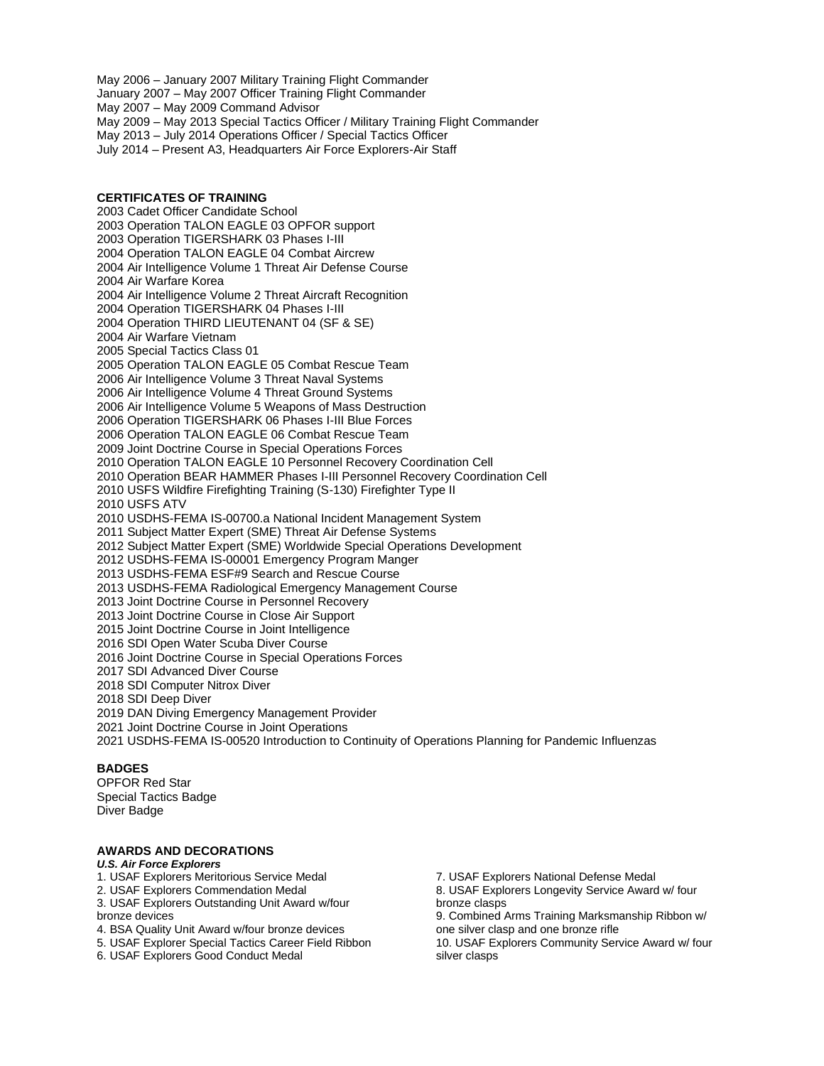May 2006 – January 2007 Military Training Flight Commander
January 2007 – May 2007 Officer Training Flight Commander
May 2007 – May 2009 Command Advisor
May 2009 – May 2013 Special Tactics Officer / Military Training Flight Commander
May 2013 – July 2014 Operations Officer / Special Tactics Officer
July 2014 – Present A3, Headquarters Air Force Explorers-Air Staff

**CERTIFICATES OF TRAINING**

2003 Cadet Officer Candidate School
2003 Operation TALON EAGLE 03 OPFOR support
2003 Operation TIGERSHARK 03 Phases I-III
2004 Operation TALON EAGLE 04 Combat Aircrew
2004 Air Intelligence Volume 1 Threat Air Defense Course
2004 Air Warfare Korea
2004 Air Intelligence Volume 2 Threat Aircraft Recognition
2004 Operation TIGERSHARK 04 Phases I-III
2004 Operation THIRD LIEUTENANT 04 (SF & SE)
2004 Air Warfare Vietnam
2005 Special Tactics Class 01
2005 Operation TALON EAGLE 05 Combat Rescue Team
2006 Air Intelligence Volume 3 Threat Naval Systems
2006 Air Intelligence Volume 4 Threat Ground Systems
2006 Air Intelligence Volume 5 Weapons of Mass Destruction
2006 Operation TIGERSHARK 06 Phases I-III Blue Forces
2006 Operation TALON EAGLE 06 Combat Rescue Team
2009 Joint Doctrine Course in Special Operations Forces
2010 Operation TALON EAGLE 10 Personnel Recovery Coordination Cell
2010 Operation BEAR HAMMER Phases I-III Personnel Recovery Coordination Cell
2010 USFS Wildfire Firefighting Training (S-130) Firefighter Type II
2010 USFS ATV
2010 USDHS-FEMA IS-00700.a National Incident Management System
2011 Subject Matter Expert (SME) Threat Air Defense Systems
2012 Subject Matter Expert (SME) Worldwide Special Operations Development
2012 USDHS-FEMA IS-00001 Emergency Program Manger
2013 USDHS-FEMA ESF#9 Search and Rescue Course
2013 USDHS-FEMA Radiological Emergency Management Course
2013 Joint Doctrine Course in Personnel Recovery
2013 Joint Doctrine Course in Close Air Support
2015 Joint Doctrine Course in Joint Intelligence
2016 SDI Open Water Scuba Diver Course
2016 Joint Doctrine Course in Special Operations Forces
2017 SDI Advanced Diver Course
2018 SDI Computer Nitrox Diver
2018 SDI Deep Diver
2019 DAN Diving Emergency Management Provider
2021 Joint Doctrine Course in Joint Operations
2021 USDHS-FEMA IS-00520 Introduction to Continuity of Operations Planning for Pandemic Influenzas

**BADGES**

OPFOR Red Star
Special Tactics Badge
Diver Badge

**AWARDS AND DECORATIONS**

***U.S. Air Force Explorers***

1. USAF Explorers Meritorious Service Medal
2. USAF Explorers Commendation Medal
3. USAF Explorers Outstanding Unit Award w/four bronze devices
4. BSA Quality Unit Award w/four bronze devices
5. USAF Explorer Special Tactics Career Field Ribbon
6. USAF Explorers Good Conduct Medal
7. USAF Explorers National Defense Medal
8. USAF Explorers Longevity Service Award w/ four bronze clasps
9. Combined Arms Training Marksmanship Ribbon w/ one silver clasp and one bronze rifle
10. USAF Explorers Community Service Award w/ four silver clasps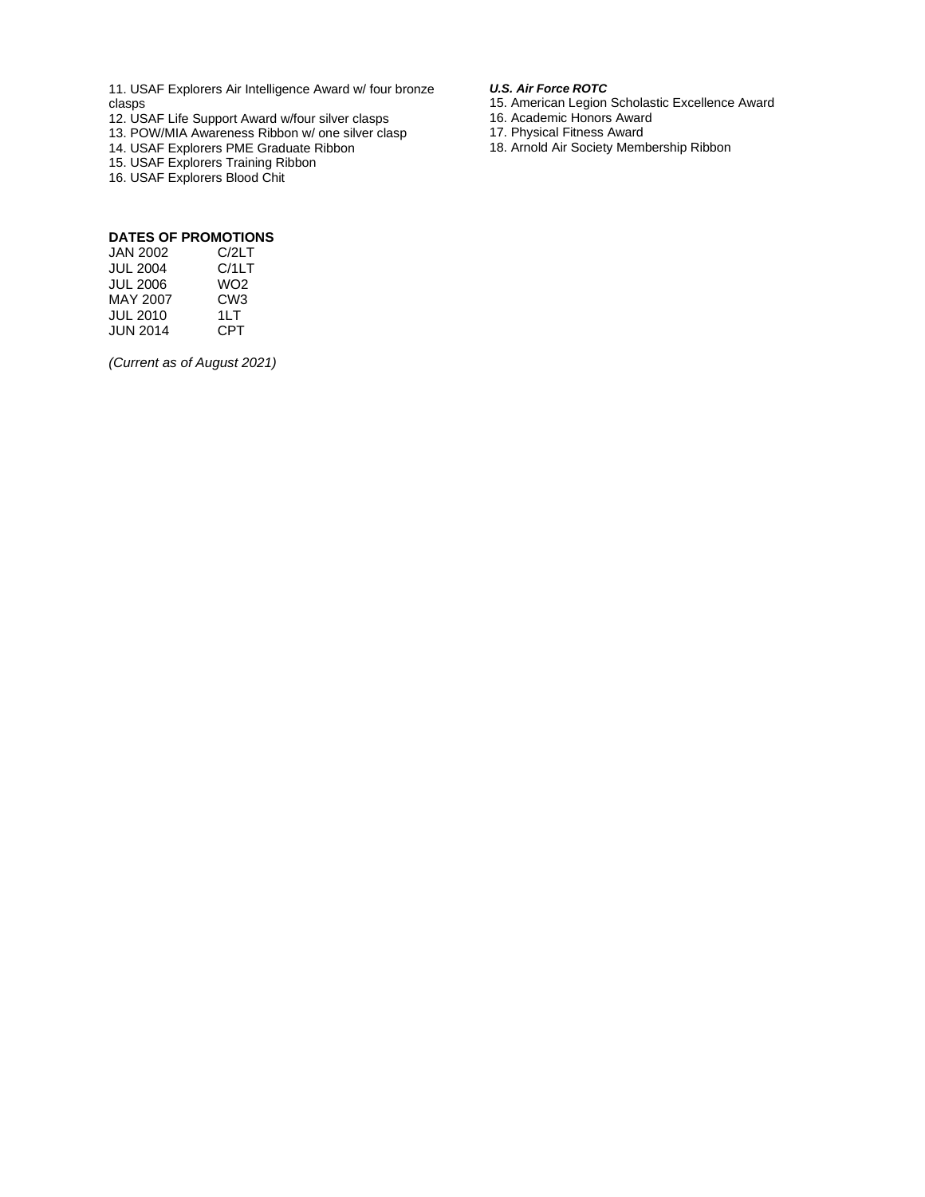11. USAF Explorers Air Intelligence Award w/ four bronze clasps
12. USAF Life Support Award w/four silver clasps
13. POW/MIA Awareness Ribbon w/ one silver clasp
14. USAF Explorers PME Graduate Ribbon
15. USAF Explorers Training Ribbon
16. USAF Explorers Blood Chit

***U.S. Air Force ROTC***

15. American Legion Scholastic Excellence Award
16. Academic Honors Award
17. Physical Fitness Award
18. Arnold Air Society Membership Ribbon

**DATES OF PROMOTIONS**

| | |
|---|---|
| JAN 2002 | C/2LT |
| JUL 2004 | C/1LT |
| JUL 2006 | WO2 |
| MAY 2007 | CW3 |
| JUL 2010 | 1LT |
| JUN 2014 | CPT |

*(Current as of August 2021)*